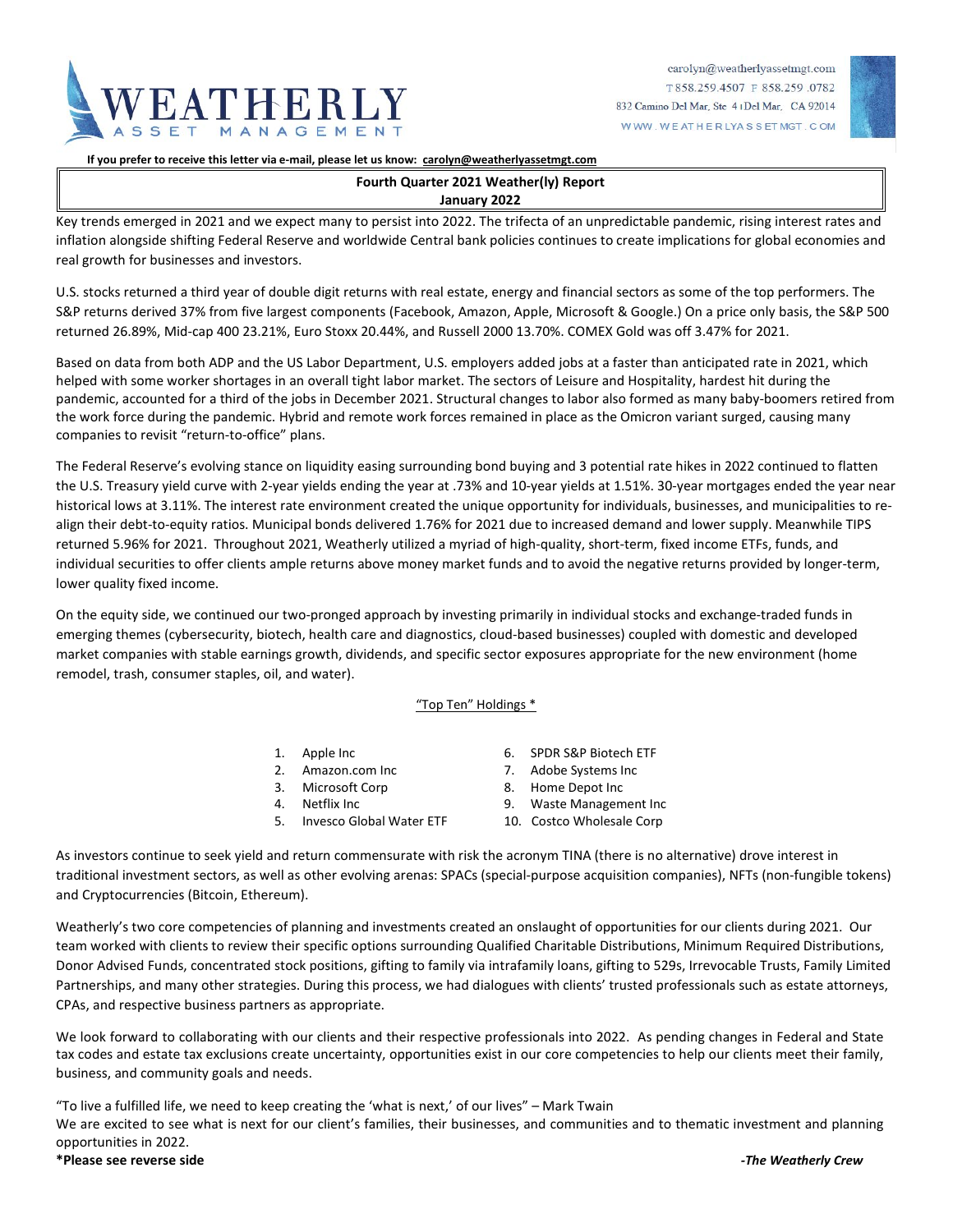carolyn@weatherlyassetmgt.com
T 858.259.4507 F 858.259.0782
832 Camino Del Mar, Ste 4 | Del Mar, CA 92014
WWW.WEATHERLYASSETMGT.COM

**If you prefer to receive this letter via e-mail, please let us know: carolyn@weatherlyassetmgt.com**

# Fourth Quarter 2021 Weather(ly) Report
## January 2022

Key trends emerged in 2021 and we expect many to persist into 2022. The trifecta of an unpredictable pandemic, rising interest rates and inflation alongside shifting Federal Reserve and worldwide Central bank policies continues to create implications for global economies and real growth for businesses and investors.

U.S. stocks returned a third year of double digit returns with real estate, energy and financial sectors as some of the top performers. The S&P returns derived 37% from five largest components (Facebook, Amazon, Apple, Microsoft & Google.) On a price only basis, the S&P 500 returned 26.89%, Mid-cap 400 23.21%, Euro Stoxx 20.44%, and Russell 2000 13.70%. COMEX Gold was off 3.47% for 2021.

Based on data from both ADP and the US Labor Department, U.S. employers added jobs at a faster than anticipated rate in 2021, which helped with some worker shortages in an overall tight labor market. The sectors of Leisure and Hospitality, hardest hit during the pandemic, accounted for a third of the jobs in December 2021. Structural changes to labor also formed as many baby-boomers retired from the work force during the pandemic. Hybrid and remote work forces remained in place as the Omicron variant surged, causing many companies to revisit "return-to-office" plans.

The Federal Reserve's evolving stance on liquidity easing surrounding bond buying and 3 potential rate hikes in 2022 continued to flatten the U.S. Treasury yield curve with 2-year yields ending the year at .73% and 10-year yields at 1.51%. 30-year mortgages ended the year near historical lows at 3.11%. The interest rate environment created the unique opportunity for individuals, businesses, and municipalities to re-align their debt-to-equity ratios. Municipal bonds delivered 1.76% for 2021 due to increased demand and lower supply. Meanwhile TIPS returned 5.96% for 2021. Throughout 2021, Weatherly utilized a myriad of high-quality, short-term, fixed income ETFs, funds, and individual securities to offer clients ample returns above money market funds and to avoid the negative returns provided by longer-term, lower quality fixed income.

On the equity side, we continued our two-pronged approach by investing primarily in individual stocks and exchange-traded funds in emerging themes (cybersecurity, biotech, health care and diagnostics, cloud-based businesses) coupled with domestic and developed market companies with stable earnings growth, dividends, and specific sector exposures appropriate for the new environment (home remodel, trash, consumer staples, oil, and water).

"Top Ten" Holdings *

1. Apple Inc
2. Amazon.com Inc
3. Microsoft Corp
4. Netflix Inc
5. Invesco Global Water ETF
6. SPDR S&P Biotech ETF
7. Adobe Systems Inc
8. Home Depot Inc
9. Waste Management Inc
10. Costco Wholesale Corp

As investors continue to seek yield and return commensurate with risk the acronym TINA (there is no alternative) drove interest in traditional investment sectors, as well as other evolving arenas: SPACs (special-purpose acquisition companies), NFTs (non-fungible tokens) and Cryptocurrencies (Bitcoin, Ethereum).

Weatherly's two core competencies of planning and investments created an onslaught of opportunities for our clients during 2021. Our team worked with clients to review their specific options surrounding Qualified Charitable Distributions, Minimum Required Distributions, Donor Advised Funds, concentrated stock positions, gifting to family via intrafamily loans, gifting to 529s, Irrevocable Trusts, Family Limited Partnerships, and many other strategies. During this process, we had dialogues with clients' trusted professionals such as estate attorneys, CPAs, and respective business partners as appropriate.

We look forward to collaborating with our clients and their respective professionals into 2022. As pending changes in Federal and State tax codes and estate tax exclusions create uncertainty, opportunities exist in our core competencies to help our clients meet their family, business, and community goals and needs.

"To live a fulfilled life, we need to keep creating the 'what is next,' of our lives" – Mark Twain
We are excited to see what is next for our client's families, their businesses, and communities and to thematic investment and planning opportunities in 2022.

**\*Please see reverse side**

***-The Weatherly Crew***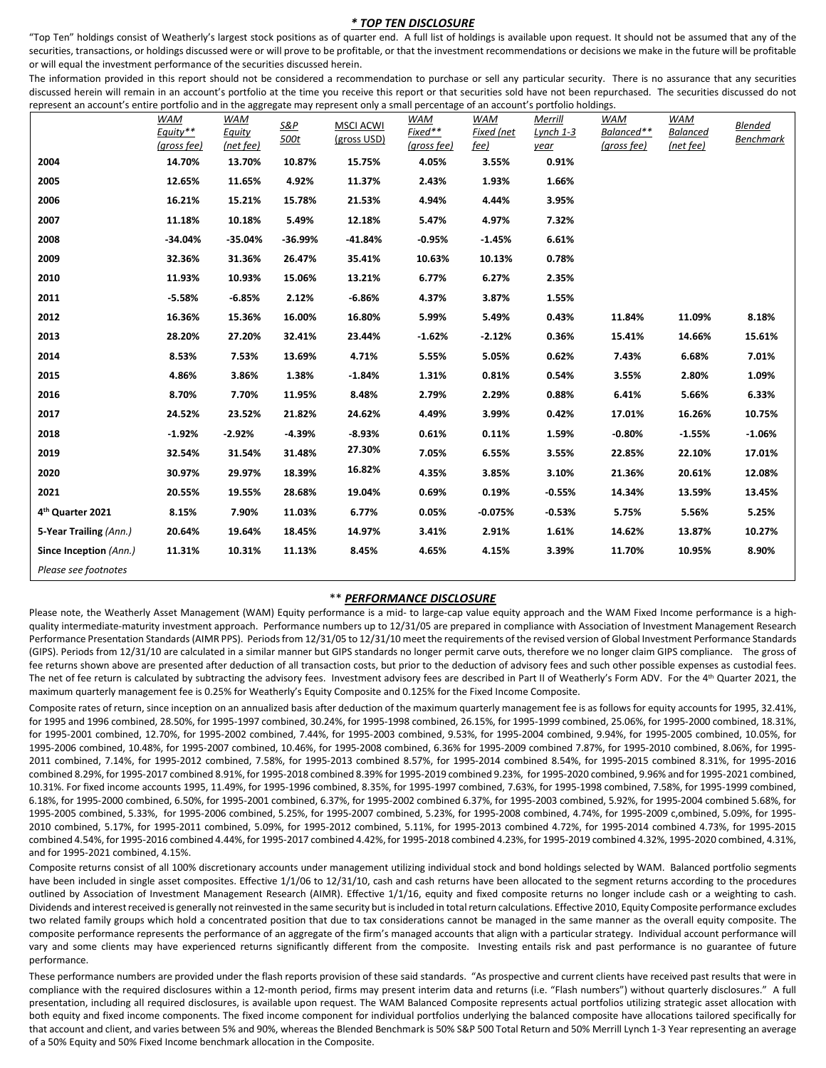## * TOP TEN DISCLOSURE

"Top Ten" holdings consist of Weatherly's largest stock positions as of quarter end. A full list of holdings is available upon request. It should not be assumed that any of the securities, transactions, or holdings discussed were or will prove to be profitable, or that the investment recommendations or decisions we make in the future will be profitable or will equal the investment performance of the securities discussed herein.

The information provided in this report should not be considered a recommendation to purchase or sell any particular security. There is no assurance that any securities discussed herein will remain in an account's portfolio at the time you receive this report or that securities sold have not been repurchased. The securities discussed do not represent an account's entire portfolio and in the aggregate may represent only a small percentage of an account's portfolio holdings.

| | WAM Equity** (gross fee) | WAM Equity (net fee) | S&P 500t | MSCI ACWI (gross USD) | WAM Fixed** (gross fee) | WAM Fixed (net fee) | Merrill Lynch 1-3 year | WAM Balanced** (gross fee) | WAM Balanced (net fee) | Blended Benchmark |
|---|---|---|---|---|---|---|---|---|---|---|
| **2004** | **14.70%** | **13.70%** | **10.87%** | **15.75%** | **4.05%** | **3.55%** | **0.91%** | | | |
| **2005** | **12.65%** | **11.65%** | **4.92%** | **11.37%** | **2.43%** | **1.93%** | **1.66%** | | | |
| **2006** | **16.21%** | **15.21%** | **15.78%** | **21.53%** | **4.94%** | **4.44%** | **3.95%** | | | |
| **2007** | **11.18%** | **10.18%** | **5.49%** | **12.18%** | **5.47%** | **4.97%** | **7.32%** | | | |
| **2008** | **-34.04%** | **-35.04%** | **-36.99%** | **-41.84%** | **-0.95%** | **-1.45%** | **6.61%** | | | |
| **2009** | **32.36%** | **31.36%** | **26.47%** | **35.41%** | **10.63%** | **10.13%** | **0.78%** | | | |
| **2010** | **11.93%** | **10.93%** | **15.06%** | **13.21%** | **6.77%** | **6.27%** | **2.35%** | | | |
| **2011** | **-5.58%** | **-6.85%** | **2.12%** | **-6.86%** | **4.37%** | **3.87%** | **1.55%** | | | |
| **2012** | **16.36%** | **15.36%** | **16.00%** | **16.80%** | **5.99%** | **5.49%** | **0.43%** | **11.84%** | **11.09%** | **8.18%** |
| **2013** | **28.20%** | **27.20%** | **32.41%** | **23.44%** | **-1.62%** | **-2.12%** | **0.36%** | **15.41%** | **14.66%** | **15.61%** |
| **2014** | **8.53%** | **7.53%** | **13.69%** | **4.71%** | **5.55%** | **5.05%** | **0.62%** | **7.43%** | **6.68%** | **7.01%** |
| **2015** | **4.86%** | **3.86%** | **1.38%** | **-1.84%** | **1.31%** | **0.81%** | **0.54%** | **3.55%** | **2.80%** | **1.09%** |
| **2016** | **8.70%** | **7.70%** | **11.95%** | **8.48%** | **2.79%** | **2.29%** | **0.88%** | **6.41%** | **5.66%** | **6.33%** |
| **2017** | **24.52%** | **23.52%** | **21.82%** | **24.62%** | **4.49%** | **3.99%** | **0.42%** | **17.01%** | **16.26%** | **10.75%** |
| **2018** | **-1.92%** | **-2.92%** | **-4.39%** | **-8.93%** | **0.61%** | **0.11%** | **1.59%** | **-0.80%** | **-1.55%** | **-1.06%** |
| **2019** | **32.54%** | **31.54%** | **31.48%** | **27.30%** | **7.05%** | **6.55%** | **3.55%** | **22.85%** | **22.10%** | **17.01%** |
| **2020** | **30.97%** | **29.97%** | **18.39%** | **16.82%** | **4.35%** | **3.85%** | **3.10%** | **21.36%** | **20.61%** | **12.08%** |
| **2021** | **20.55%** | **19.55%** | **28.68%** | **19.04%** | **0.69%** | **0.19%** | **-0.55%** | **14.34%** | **13.59%** | **13.45%** |
| **4th Quarter 2021** | **8.15%** | **7.90%** | **11.03%** | **6.77%** | **0.05%** | **-0.075%** | **-0.53%** | **5.75%** | **5.56%** | **5.25%** |
| **5-Year Trailing** *(Ann.)* | **20.64%** | **19.64%** | **18.45%** | **14.97%** | **3.41%** | **2.91%** | **1.61%** | **14.62%** | **13.87%** | **10.27%** |
| **Since Inception** *(Ann.)* | **11.31%** | **10.31%** | **11.13%** | **8.45%** | **4.65%** | **4.15%** | **3.39%** | **11.70%** | **10.95%** | **8.90%** |

*Please see footnotes*

## ** PERFORMANCE DISCLOSURE

Please note, the Weatherly Asset Management (WAM) Equity performance is a mid- to large-cap value equity approach and the WAM Fixed Income performance is a high-quality intermediate-maturity investment approach. Performance numbers up to 12/31/05 are prepared in compliance with Association of Investment Management Research Performance Presentation Standards (AIMR PPS). Periods from 12/31/05 to 12/31/10 meet the requirements of the revised version of Global Investment Performance Standards (GIPS). Periods from 12/31/10 are calculated in a similar manner but GIPS standards no longer permit carve outs, therefore we no longer claim GIPS compliance. The gross of fee returns shown above are presented after deduction of all transaction costs, but prior to the deduction of advisory fees and such other possible expenses as custodial fees. The net of fee return is calculated by subtracting the advisory fees. Investment advisory fees are described in Part II of Weatherly's Form ADV. For the 4th Quarter 2021, the maximum quarterly management fee is 0.25% for Weatherly's Equity Composite and 0.125% for the Fixed Income Composite.

Composite rates of return, since inception on an annualized basis after deduction of the maximum quarterly management fee is as follows for equity accounts for 1995, 32.41%, for 1995 and 1996 combined, 28.50%, for 1995-1997 combined, 30.24%, for 1995-1998 combined, 26.15%, for 1995-1999 combined, 25.06%, for 1995-2000 combined, 18.31%, for 1995-2001 combined, 12.70%, for 1995-2002 combined, 7.44%, for 1995-2003 combined, 9.53%, for 1995-2004 combined, 9.94%, for 1995-2005 combined, 10.05%, for 1995-2006 combined, 10.48%, for 1995-2007 combined, 10.46%, for 1995-2008 combined, 6.36% for 1995-2009 combined 7.87%, for 1995-2010 combined, 8.06%, for 1995-2011 combined, 7.14%, for 1995-2012 combined, 7.58%, for 1995-2013 combined 8.57%, for 1995-2014 combined 8.54%, for 1995-2015 combined 8.31%, for 1995-2016 combined 8.29%, for 1995-2017 combined 8.91%, for 1995-2018 combined 8.39% for 1995-2019 combined 9.23%, for 1995-2020 combined, 9.96% and for 1995-2021 combined, 10.31%. For fixed income accounts 1995, 11.49%, for 1995-1996 combined, 8.35%, for 1995-1997 combined, 7.63%, for 1995-1998 combined, 7.58%, for 1995-1999 combined, 6.18%, for 1995-2000 combined, 6.50%, for 1995-2001 combined, 6.37%, for 1995-2002 combined 6.37%, for 1995-2003 combined, 5.92%, for 1995-2004 combined 5.68%, for 1995-2005 combined, 5.33%, for 1995-2006 combined, 5.25%, for 1995-2007 combined, 5.23%, for 1995-2008 combined, 4.74%, for 1995-2009 c,ombined, 5.09%, for 1995-2010 combined, 5.17%, for 1995-2011 combined, 5.09%, for 1995-2012 combined, 5.11%, for 1995-2013 combined 4.72%, for 1995-2014 combined 4.73%, for 1995-2015 combined 4.54%, for 1995-2016 combined 4.44%, for 1995-2017 combined 4.42%, for 1995-2018 combined 4.23%, for 1995-2019 combined 4.32%, 1995-2020 combined, 4.31%, and for 1995-2021 combined, 4.15%.

Composite returns consist of all 100% discretionary accounts under management utilizing individual stock and bond holdings selected by WAM. Balanced portfolio segments have been included in single asset composites. Effective 1/1/06 to 12/31/10, cash and cash returns have been allocated to the segment returns according to the procedures outlined by Association of Investment Management Research (AIMR). Effective 1/1/16, equity and fixed composite returns no longer include cash or a weighting to cash. Dividends and interest received is generally not reinvested in the same security but is included in total return calculations. Effective 2010, Equity Composite performance excludes two related family groups which hold a concentrated position that due to tax considerations cannot be managed in the same manner as the overall equity composite. The composite performance represents the performance of an aggregate of the firm's managed accounts that align with a particular strategy. Individual account performance will vary and some clients may have experienced returns significantly different from the composite. Investing entails risk and past performance is no guarantee of future performance.

These performance numbers are provided under the flash reports provision of these said standards. "As prospective and current clients have received past results that were in compliance with the required disclosures within a 12-month period, firms may present interim data and returns (i.e. "Flash numbers") without quarterly disclosures." A full presentation, including all required disclosures, is available upon request. The WAM Balanced Composite represents actual portfolios utilizing strategic asset allocation with both equity and fixed income components. The fixed income component for individual portfolios underlying the balanced composite have allocations tailored specifically for that account and client, and varies between 5% and 90%, whereas the Blended Benchmark is 50% S&P 500 Total Return and 50% Merrill Lynch 1-3 Year representing an average of a 50% Equity and 50% Fixed Income benchmark allocation in the Composite.